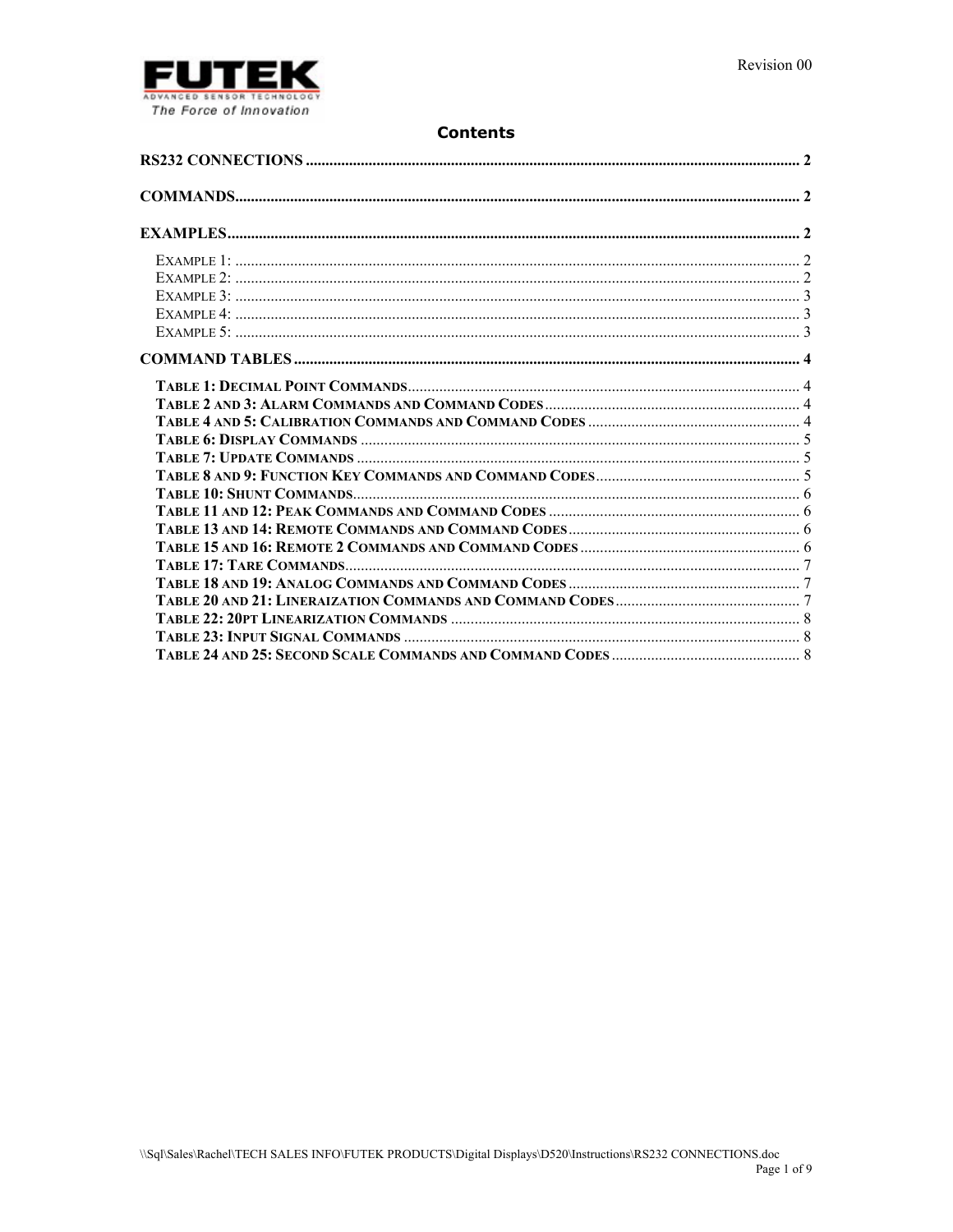# Contents

RS232 CONNECTIONS ........................................................ 2

COMMANDS........................................................ 2

EXAMPLES........................................................ 2

- EXAMPLE 1: ........................................................ 2
- EXAMPLE 2: ........................................................ 2
- EXAMPLE 3: ........................................................ 3
- EXAMPLE 4: ........................................................ 3
- EXAMPLE 5: ........................................................ 3

COMMAND TABLES ........................................................ 4

- **TABLE 1: DECIMAL POINT COMMANDS** ........................................................ 4
- **TABLE 2 AND 3: ALARM COMMANDS AND COMMAND CODES** ........................................................ 4
- **TABLE 4 AND 5: CALIBRATION COMMANDS AND COMMAND CODES** ........................................................ 4
- **TABLE 6: DISPLAY COMMANDS** ........................................................ 5
- **TABLE 7: UPDATE COMMANDS** ........................................................ 5
- **TABLE 8 AND 9: FUNCTION KEY COMMANDS AND COMMAND CODES** ........................................................ 5
- **TABLE 10: SHUNT COMMANDS** ........................................................ 6
- **TABLE 11 AND 12: PEAK COMMANDS AND COMMAND CODES** ........................................................ 6
- **TABLE 13 AND 14: REMOTE COMMANDS AND COMMAND CODES** ........................................................ 6
- **TABLE 15 AND 16: REMOTE 2 COMMANDS AND COMMAND CODES** ........................................................ 6
- **TABLE 17: TARE COMMANDS** ........................................................ 7
- **TABLE 18 AND 19: ANALOG COMMANDS AND COMMAND CODES** ........................................................ 7
- **TABLE 20 AND 21: LINERAIZATION COMMANDS AND COMMAND CODES** ........................................................ 7
- **TABLE 22: 20PT LINEARIZATION COMMANDS** ........................................................ 8
- **TABLE 23: INPUT SIGNAL COMMANDS** ........................................................ 8
- **TABLE 24 AND 25: SECOND SCALE COMMANDS AND COMMAND CODES** ........................................................ 8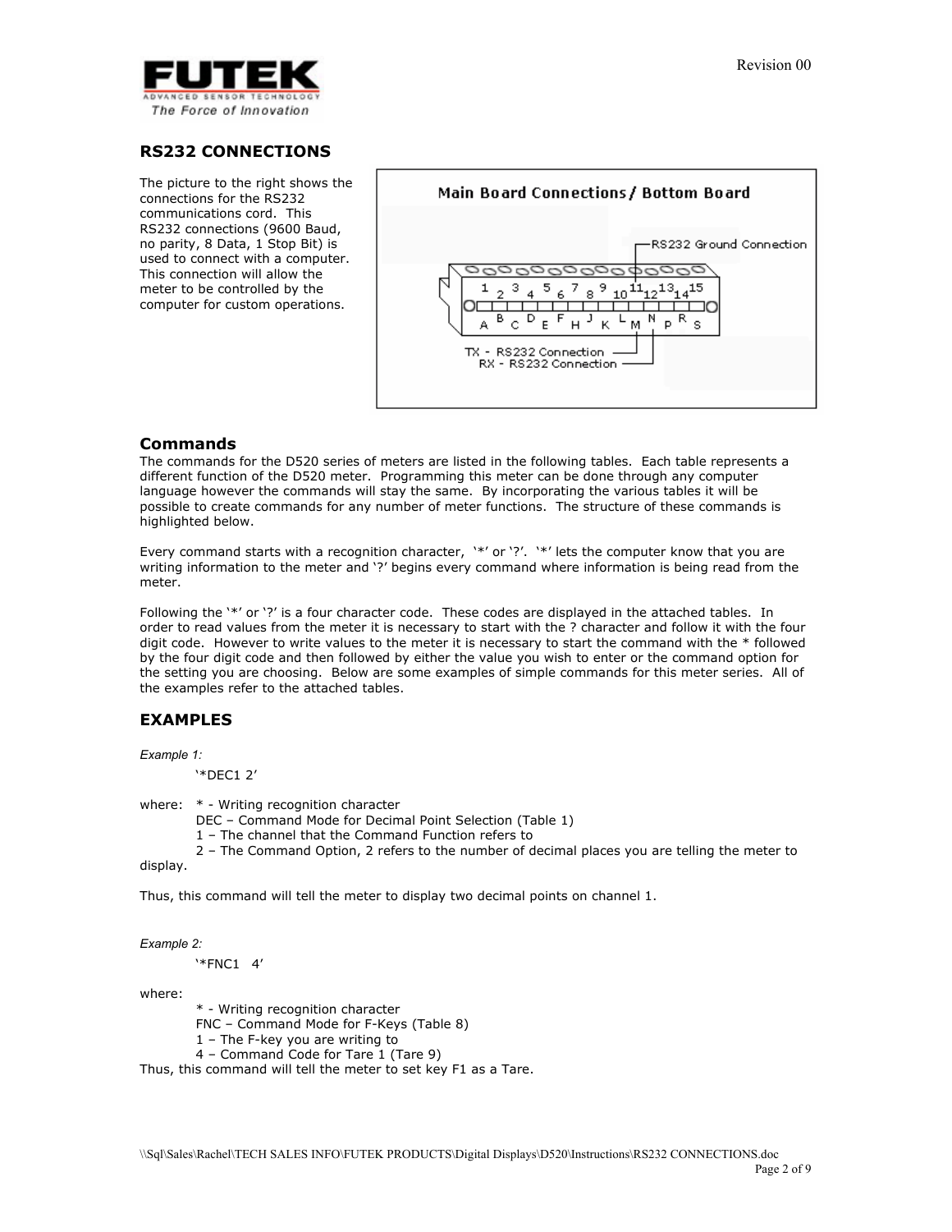## RS232 CONNECTIONS

The picture to the right shows the connections for the RS232 communications cord. This RS232 connections (9600 Baud, no parity, 8 Data, 1 Stop Bit) is used to connect with a computer. This connection will allow the meter to be controlled by the computer for custom operations.

## Commands

The commands for the D520 series of meters are listed in the following tables. Each table represents a different function of the D520 meter. Programming this meter can be done through any computer language however the commands will stay the same. By incorporating the various tables it will be possible to create commands for any number of meter functions. The structure of these commands is highlighted below.

Every command starts with a recognition character, '*' or '?'. '*' lets the computer know that you are writing information to the meter and '?' begins every command where information is being read from the meter.

Following the '*' or '?' is a four character code. These codes are displayed in the attached tables. In order to read values from the meter it is necessary to start with the ? character and follow it with the four digit code. However to write values to the meter it is necessary to start the command with the * followed by the four digit code and then followed by either the value you wish to enter or the command option for the setting you are choosing. Below are some examples of simple commands for this meter series. All of the examples refer to the attached tables.

## EXAMPLES

*Example 1:*

'*DEC1 2'

where: * - Writing recognition character
DEC – Command Mode for Decimal Point Selection (Table 1)
1 – The channel that the Command Function refers to
2 – The Command Option, 2 refers to the number of decimal places you are telling the meter to display.

Thus, this command will tell the meter to display two decimal points on channel 1.

*Example 2:*

'*FNC1 4'

where:
* - Writing recognition character
FNC – Command Mode for F-Keys (Table 8)
1 – The F-key you are writing to
4 – Command Code for Tare 1 (Tare 9)

Thus, this command will tell the meter to set key F1 as a Tare.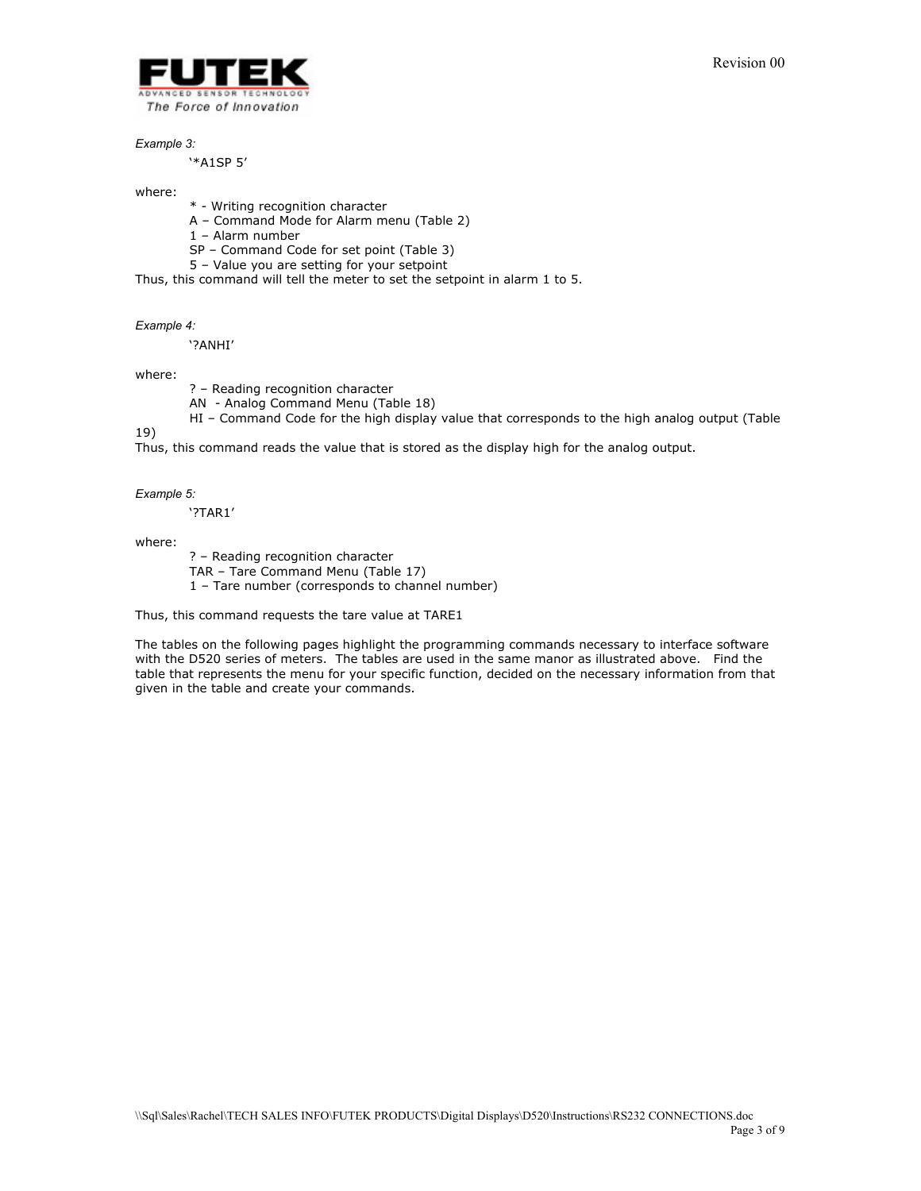*Example 3:*

'*A1SP 5'

where:

- \* - Writing recognition character
- A – Command Mode for Alarm menu (Table 2)
- 1 – Alarm number
- SP – Command Code for set point (Table 3)
- 5 – Value you are setting for your setpoint

Thus, this command will tell the meter to set the setpoint in alarm 1 to 5.

*Example 4:*

'?ANHI'

where:

- ? – Reading recognition character
- AN - Analog Command Menu (Table 18)
- HI – Command Code for the high display value that corresponds to the high analog output (Table 19)

Thus, this command reads the value that is stored as the display high for the analog output.

*Example 5:*

'?TAR1'

where:

- ? – Reading recognition character
- TAR – Tare Command Menu (Table 17)
- 1 – Tare number (corresponds to channel number)

Thus, this command requests the tare value at TARE1

The tables on the following pages highlight the programming commands necessary to interface software with the D520 series of meters. The tables are used in the same manor as illustrated above. Find the table that represents the menu for your specific function, decided on the necessary information from that given in the table and create your commands.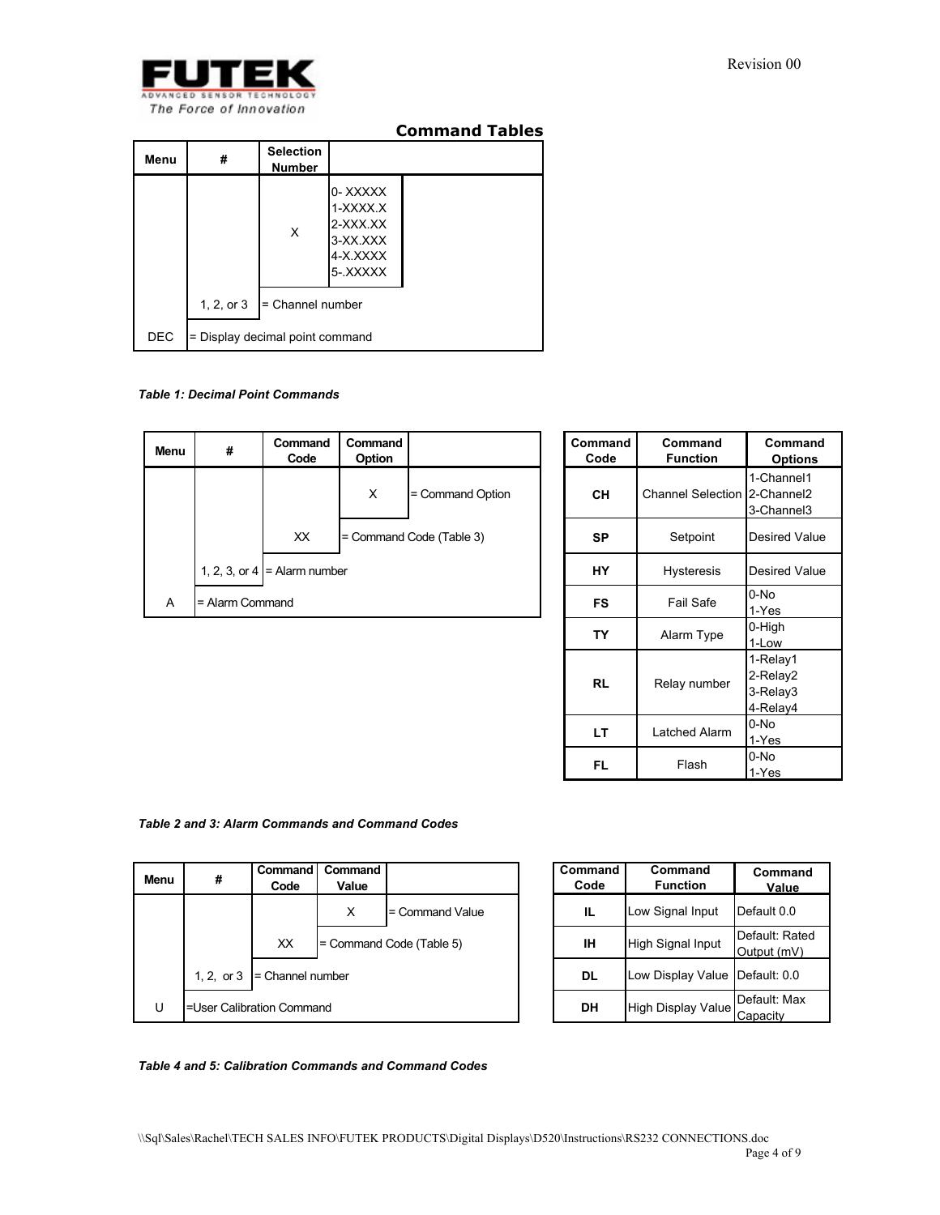## Command Tables

| Menu | # | Selection Number | |
|---|---|---|---|
| | | X | 0- XXXXX<br>1-XXXX.X<br>2-XXX.XX<br>3-XX.XXX<br>4-X.XXXX<br>5-.XXXXX |
| | 1, 2, or 3 | = Channel number | |
| DEC | = Display decimal point command | | |

*Table 1: Decimal Point Commands*

| Menu | # | Command Code | Command Option | |
|---|---|---|---|---|
| | | | X | = Command Option |
| | | XX | = Command Code (Table 3) | |
| | 1, 2, 3, or 4 | = Alarm number | | |
| A | = Alarm Command | | | |

| Command Code | Command Function | Command Options |
|---|---|---|
| CH | Channel Selection | 1-Channel1<br>2-Channel2<br>3-Channel3 |
| SP | Setpoint | Desired Value |
| HY | Hysteresis | Desired Value |
| FS | Fail Safe | 0-No<br>1-Yes |
| TY | Alarm Type | 0-High<br>1-Low |
| RL | Relay number | 1-Relay1<br>2-Relay2<br>3-Relay3<br>4-Relay4 |
| LT | Latched Alarm | 0-No<br>1-Yes |
| FL | Flash | 0-No<br>1-Yes |

*Table 2 and 3: Alarm Commands and Command Codes*

| Menu | # | Command Code | Command Value | |
|---|---|---|---|---|
| | | | X | = Command Value |
| | | XX | = Command Code (Table 5) | |
| | 1, 2, or 3 | = Channel number | | |
| U | =User Calibration Command | | | |

| Command Code | Command Function | Command Value |
|---|---|---|
| IL | Low Signal Input | Default 0.0 |
| IH | High Signal Input | Default: Rated Output (mV) |
| DL | Low Display Value | Default: 0.0 |
| DH | High Display Value | Default: Max Capacity |

*Table 4 and 5: Calibration Commands and Command Codes*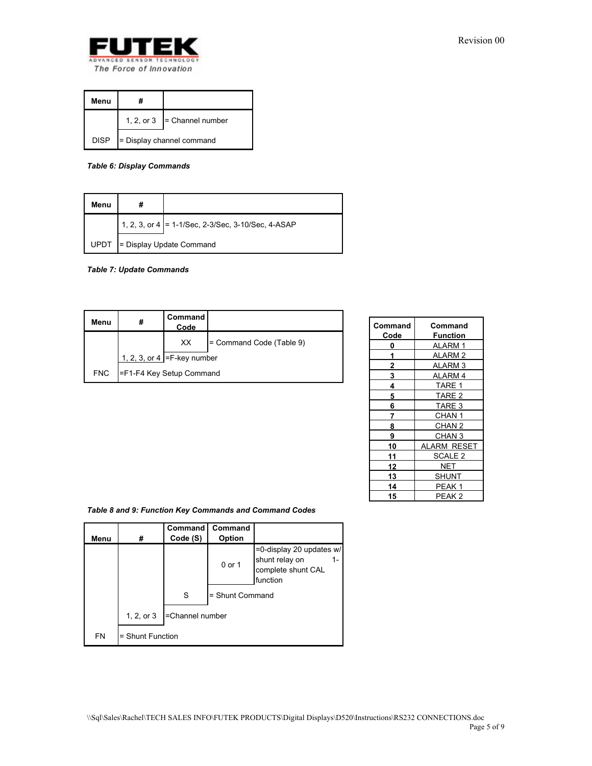| Menu | # | |
|---|---|---|
| | 1, 2, or 3 | = Channel number |
| DISP | = Display channel command | |

***Table 6: Display Commands***

| Menu | # | |
|---|---|---|
| | 1, 2, 3, or 4 | = 1-1/Sec, 2-3/Sec, 3-10/Sec, 4-ASAP |
| UPDT | = Display Update Command | |

***Table 7: Update Commands***

| Menu | # | Command Code | |
|---|---|---|---|
| | | XX | = Command Code (Table 9) |
| | 1, 2, 3, or 4 | =F-key number | |
| FNC | =F1-F4 Key Setup Command | | |

| Command Code | Command Function |
|---|---|
| **0** | ALARM 1 |
| **1** | ALARM 2 |
| **2** | ALARM 3 |
| **3** | ALARM 4 |
| **4** | TARE 1 |
| **5** | TARE 2 |
| **6** | TARE 3 |
| **7** | CHAN 1 |
| **8** | CHAN 2 |
| **9** | CHAN 3 |
| **10** | ALARM RESET |
| **11** | SCALE 2 |
| **12** | NET |
| **13** | SHUNT |
| **14** | PEAK 1 |
| **15** | PEAK 2 |

***Table 8 and 9: Function Key Commands and Command Codes***

| Menu | # | Command Code (S) | Command Option | |
|---|---|---|---|---|
| | | | 0 or 1 | =0-display 20 updates w/ shunt relay on 1-complete shunt CAL function |
| | | S | = Shunt Command | |
| | 1, 2, or 3 | =Channel number | | |
| FN | = Shunt Function | | | |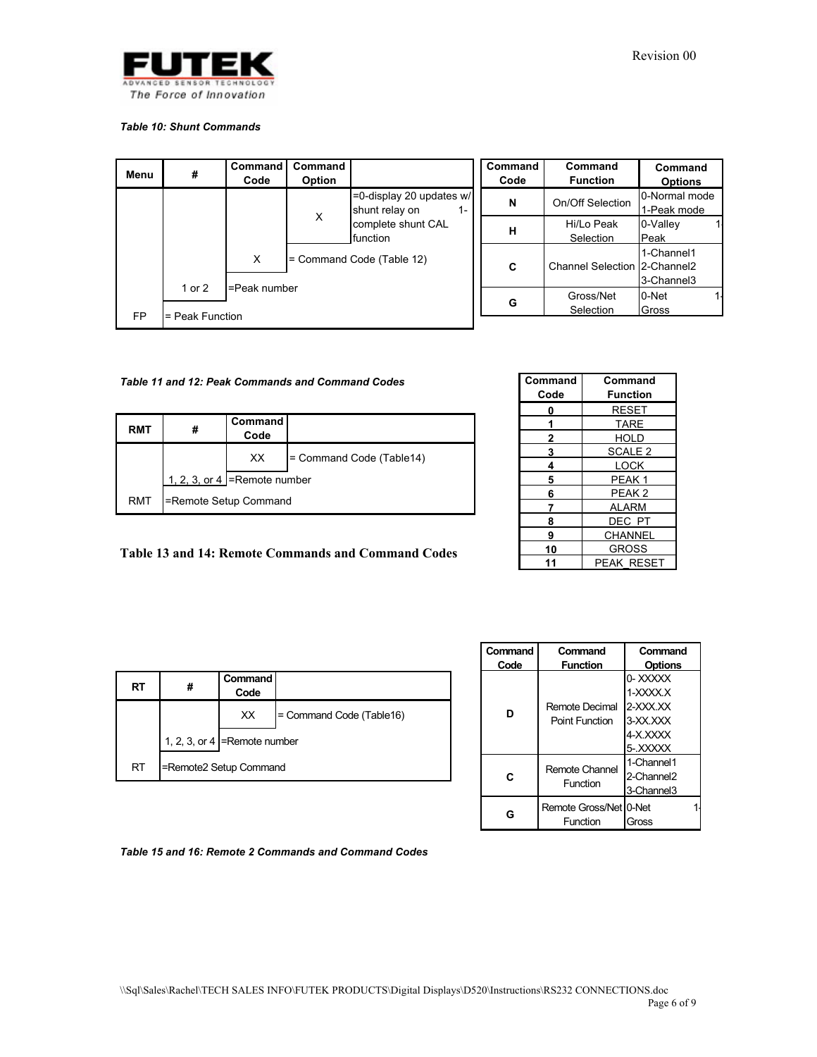*Table 10: Shunt Commands*

| Menu | # | Command Code | Command Option | |
|---|---|---|---|---|
| | | | X | =0-display 20 updates w/ shunt relay on 1-complete shunt CAL function |
| | | X | = Command Code (Table 12) | |
| | 1 or 2 | =Peak number | | |
| FP | = Peak Function | | | |

| Command Code | Command Function | Command Options |
|---|---|---|
| N | On/Off Selection | 0-Normal mode 1-Peak mode |
| H | Hi/Lo Peak Selection | 0-Valley 1-Peak |
| C | Channel Selection | 1-Channel1 2-Channel2 3-Channel3 |
| G | Gross/Net Selection | 0-Net 1-Gross |

*Table 11 and 12: Peak Commands and Command Codes*

| RMT | # | Command Code | |
|---|---|---|---|
| | | XX | = Command Code (Table14) |
| | 1, 2, 3, or 4 | =Remote number | |
| RMT | =Remote Setup Command | | |

| Command Code | Command Function |
|---|---|
| 0 | RESET |
| 1 | TARE |
| 2 | HOLD |
| 3 | SCALE 2 |
| 4 | LOCK |
| 5 | PEAK 1 |
| 6 | PEAK 2 |
| 7 | ALARM |
| 8 | DEC PT |
| 9 | CHANNEL |
| 10 | GROSS |
| 11 | PEAK_RESET |

**Table 13 and 14: Remote Commands and Command Codes**

| RT | # | Command Code | |
|---|---|---|---|
| | | XX | = Command Code (Table16) |
| | 1, 2, 3, or 4 | =Remote number | |
| RT | =Remote2 Setup Command | | |

| Command Code | Command Function | Command Options |
|---|---|---|
| D | Remote Decimal Point Function | 0- XXXXX 1-XXXX.X 2-XXX.XX 3-XX.XXX 4-X.XXXX 5-.XXXXX |
| C | Remote Channel Function | 1-Channel1 2-Channel2 3-Channel3 |
| G | Remote Gross/Net Function | 0-Net 1-Gross |

*Table 15 and 16: Remote 2 Commands and Command Codes*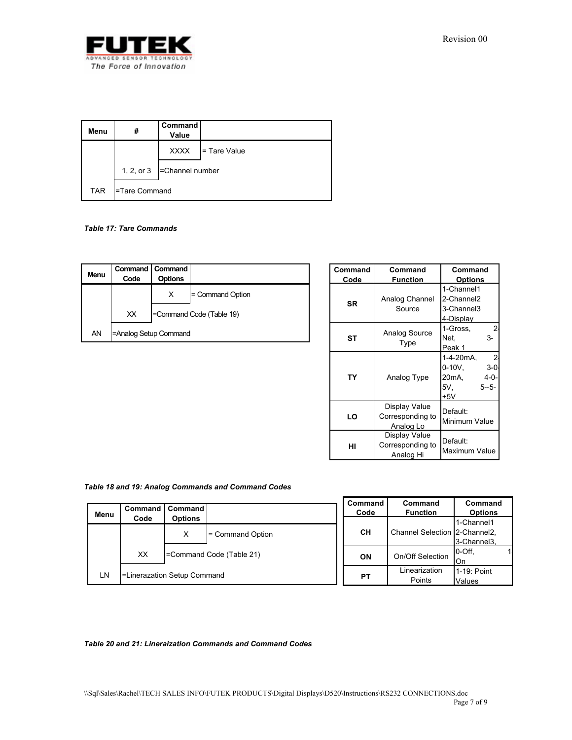| Menu | # | Command Value | |
|---|---|---|---|
| | | XXXX | = Tare Value |
| | 1, 2, or 3 | =Channel number | |
| TAR | =Tare Command | | |

***Table 17: Tare Commands***

| Menu | Command Code | Command Options | |
|---|---|---|---|
| | | X | = Command Option |
| | XX | =Command Code (Table 19) | |
| AN | =Analog Setup Command | | |

| Command Code | Command Function | Command Options |
|---|---|---|
| SR | Analog Channel Source | 1-Channel1 2-Channel2 3-Channel3 4-Display |
| ST | Analog Source Type | 1-Gross, 2- Net, 3- Peak 1 |
| TY | Analog Type | 1-4-20mA, 2- 0-10V, 3-0- 20mA, 4-0- 5V, 5--5- +5V |
| LO | Display Value Corresponding to Analog Lo | Default: Minimum Value |
| HI | Display Value Corresponding to Analog Hi | Default: Maximum Value |

***Table 18 and 19: Analog Commands and Command Codes***

| Menu | Command Code | Command Options | |
|---|---|---|---|
| | | X | = Command Option |
| | XX | =Command Code (Table 21) | |
| LN | =Linerazation Setup Command | | |

| Command Code | Command Function | Command Options |
|---|---|---|
| CH | Channel Selection | 1-Channel1 2-Channel2, 3-Channel3, |
| ON | On/Off Selection | 0-Off, 1 On |
| PT | Linearization Points | 1-19: Point Values |

***Table 20 and 21: Lineraization Commands and Command Codes***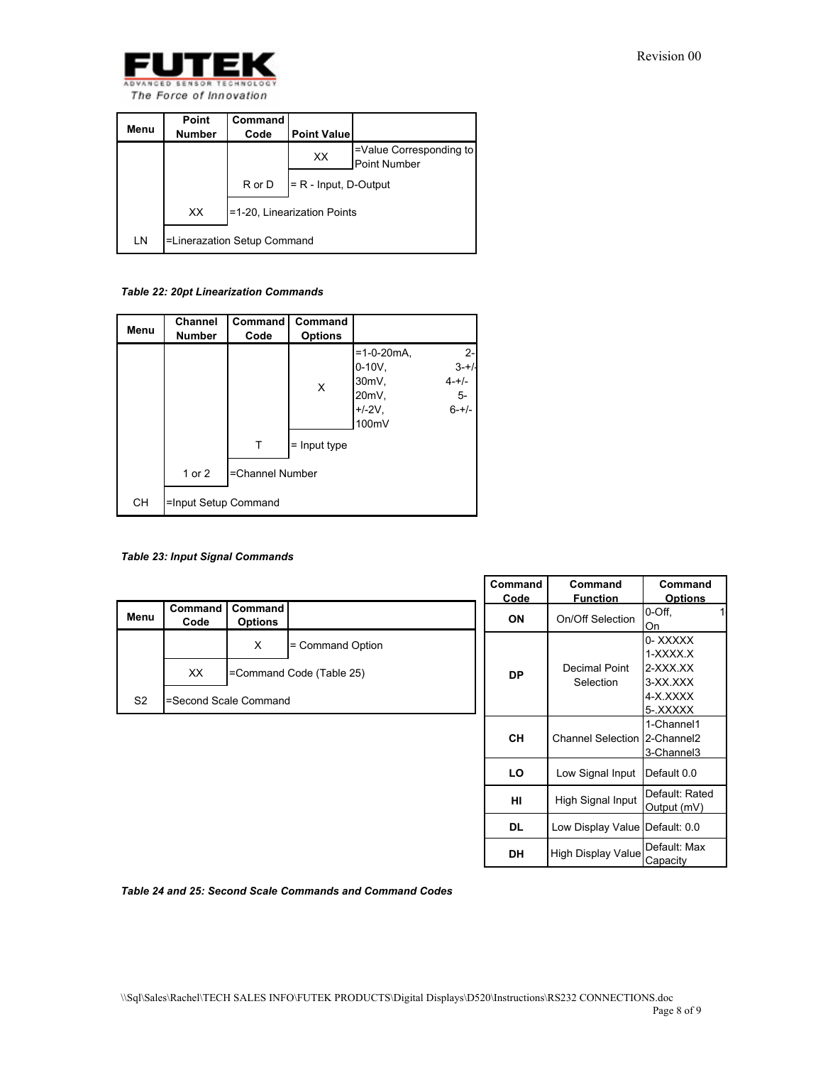| Menu | Point Number | Command Code | Point Value | |
|---|---|---|---|---|
| | | | XX | =Value Corresponding to Point Number |
| | | R or D | = R - Input, D-Output | |
| | XX | =1-20, Linearization Points | | |
| LN | =Linerazation Setup Command | | | |

***Table 22: 20pt Linearization Commands***

| Menu | Channel Number | Command Code | Command Options | |
|---|---|---|---|---|
| | | | X | =1-0-20mA, 2-0-10V, 3-+/-30mV, 4-+/-20mV, 5-+/-2V, 6-+/-100mV |
| | | T | = Input type | |
| | 1 or 2 | =Channel Number | | |
| CH | =Input Setup Command | | | |

***Table 23: Input Signal Commands***

| Menu | Command Code | Command Options | |
|---|---|---|---|
| | | X | = Command Option |
| | XX | =Command Code (Table 25) | |
| S2 | =Second Scale Command | | |

| Command Code | Command Function | Command Options |
|---|---|---|
| ON | On/Off Selection | 0-Off, 1 On |
| DP | Decimal Point Selection | 0- XXXXX<br>1-XXXX.X<br>2-XXX.XX<br>3-XX.XXX<br>4-X.XXXX<br>5-.XXXXX |
| CH | Channel Selection | 1-Channel1<br>2-Channel2<br>3-Channel3 |
| LO | Low Signal Input | Default 0.0 |
| HI | High Signal Input | Default: Rated Output (mV) |
| DL | Low Display Value | Default: 0.0 |
| DH | High Display Value | Default: Max Capacity |

***Table 24 and 25: Second Scale Commands and Command Codes***